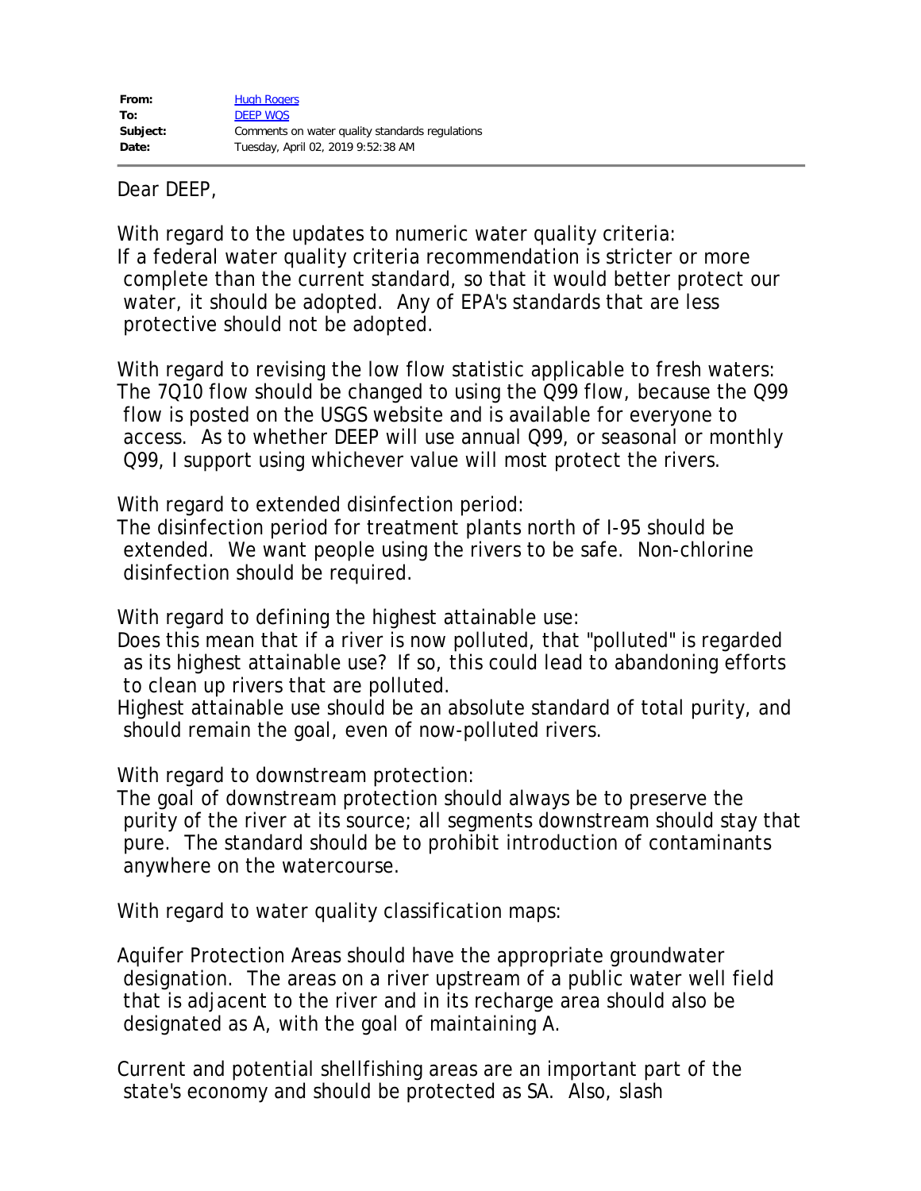| | |
|---|---|
| **From:** | Hugh Rogers |
| **To:** | DEEP WQS |
| **Subject:** | Comments on water quality standards regulations |
| **Date:** | Tuesday, April 02, 2019 9:52:38 AM |

---

Dear DEEP,

With regard to the updates to numeric water quality criteria:
If a federal water quality criteria recommendation is stricter or more complete than the current standard, so that it would better protect our water, it should be adopted. Any of EPA's standards that are less protective should not be adopted.

With regard to revising the low flow statistic applicable to fresh waters:
The 7Q10 flow should be changed to using the Q99 flow, because the Q99 flow is posted on the USGS website and is available for everyone to access. As to whether DEEP will use annual Q99, or seasonal or monthly Q99, I support using whichever value will most protect the rivers.

With regard to extended disinfection period:
The disinfection period for treatment plants north of I-95 should be extended. We want people using the rivers to be safe. Non-chlorine disinfection should be required.

With regard to defining the highest attainable use:
Does this mean that if a river is now polluted, that "polluted" is regarded as its highest attainable use? If so, this could lead to abandoning efforts to clean up rivers that are polluted.
Highest attainable use should be an absolute standard of total purity, and should remain the goal, even of now-polluted rivers.

With regard to downstream protection:
The goal of downstream protection should always be to preserve the purity of the river at its source; all segments downstream should stay that pure. The standard should be to prohibit introduction of contaminants anywhere on the watercourse.

With regard to water quality classification maps:

Aquifer Protection Areas should have the appropriate groundwater designation. The areas on a river upstream of a public water well field that is adjacent to the river and in its recharge area should also be designated as A, with the goal of maintaining A.

Current and potential shellfishing areas are an important part of the state's economy and should be protected as SA. Also, slash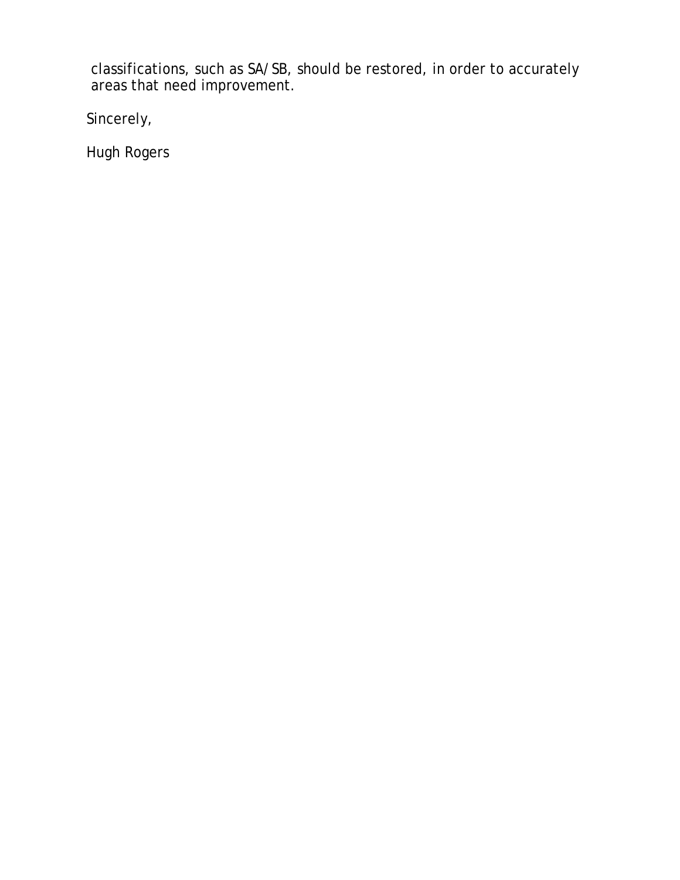classifications, such as SA/SB, should be restored, in order to accurately areas that need improvement.

Sincerely,

Hugh Rogers